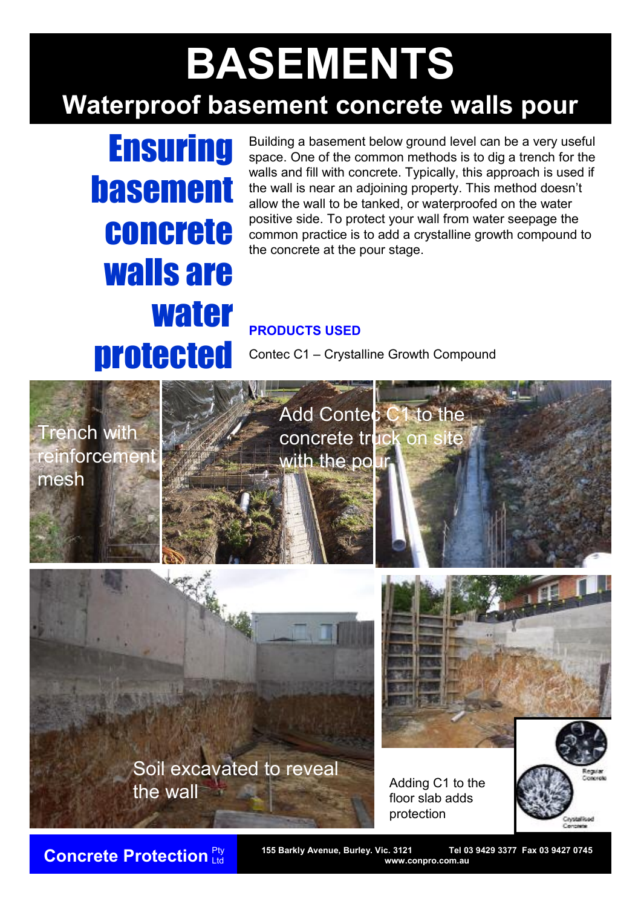# BASEMENTS

## Waterproof basement concrete walls pour

## Ensuring basement concrete walls are water protected

Building a basement below ground level can be a very useful space. One of the common methods is to dig a trench for the walls and fill with concrete. Typically, this approach is used if the wall is near an adjoining property. This method doesn't allow the wall to be tanked, or waterproofed on the water positive side. To protect your wall from water seepage the common practice is to add a crystalline growth compound to the concrete at the pour stage.

**PRODUCTS USED**

Contec C1 – Crystalline Growth Compound

Trench with reinforcement mesh

Add Contec C1 to the concrete truck on site with the pour

Soil excavated to reveal the wall

Adding C1 to the floor slab adds protection

Regular Concrete

Crystallised Concrete

**Concrete Protection** Pty Ltd

155 Barkly Avenue, Burley. Vic. 3121 Tel 03 9429 3377 Fax 03 9427 0745 www.conpro.com.au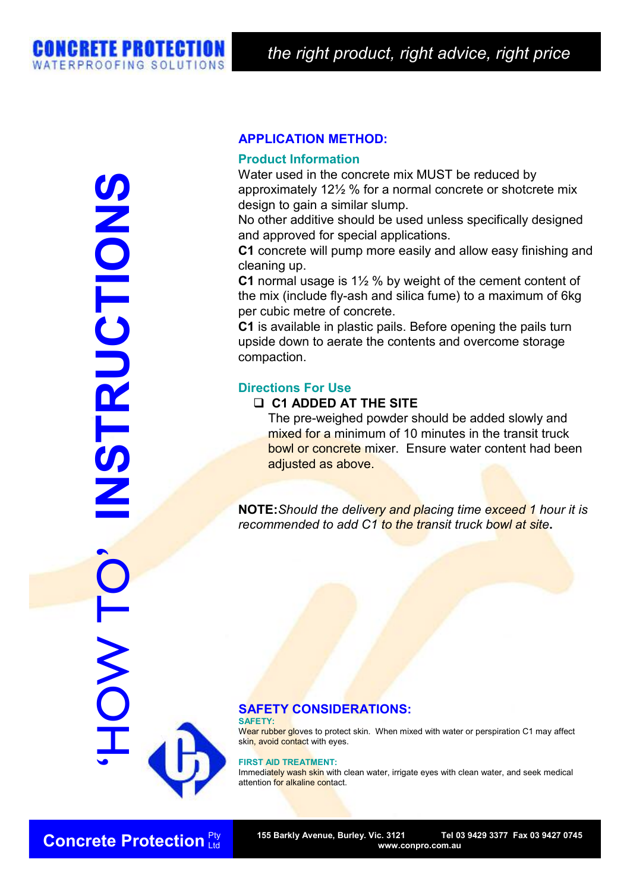## APPLICATION METHOD:

### Product Information

Water used in the concrete mix MUST be reduced by approximately 12½ % for a normal concrete or shotcrete mix design to gain a similar slump.

No other additive should be used unless specifically designed and approved for special applications.

**C1** concrete will pump more easily and allow easy finishing and cleaning up.

**C1** normal usage is 1½ % by weight of the cement content of the mix (include fly-ash and silica fume) to a maximum of 6kg per cubic metre of concrete.

**C1** is available in plastic pails. Before opening the pails turn upside down to aerate the contents and overcome storage compaction.

### Directions For Use

- **C1 ADDED AT THE SITE**

  The pre-weighed powder should be added slowly and mixed for a minimum of 10 minutes in the transit truck bowl or concrete mixer. Ensure water content had been adjusted as above.

**NOTE:** *Should the delivery and placing time exceed 1 hour it is recommended to add C1 to the transit truck bowl at site*.

## SAFETY CONSIDERATIONS:

**SAFETY:**

Wear rubber gloves to protect skin. When mixed with water or perspiration C1 may affect skin, avoid contact with eyes.

**FIRST AID TREATMENT:**

Immediately wash skin with clean water, irrigate eyes with clean water, and seek medical attention for alkaline contact.